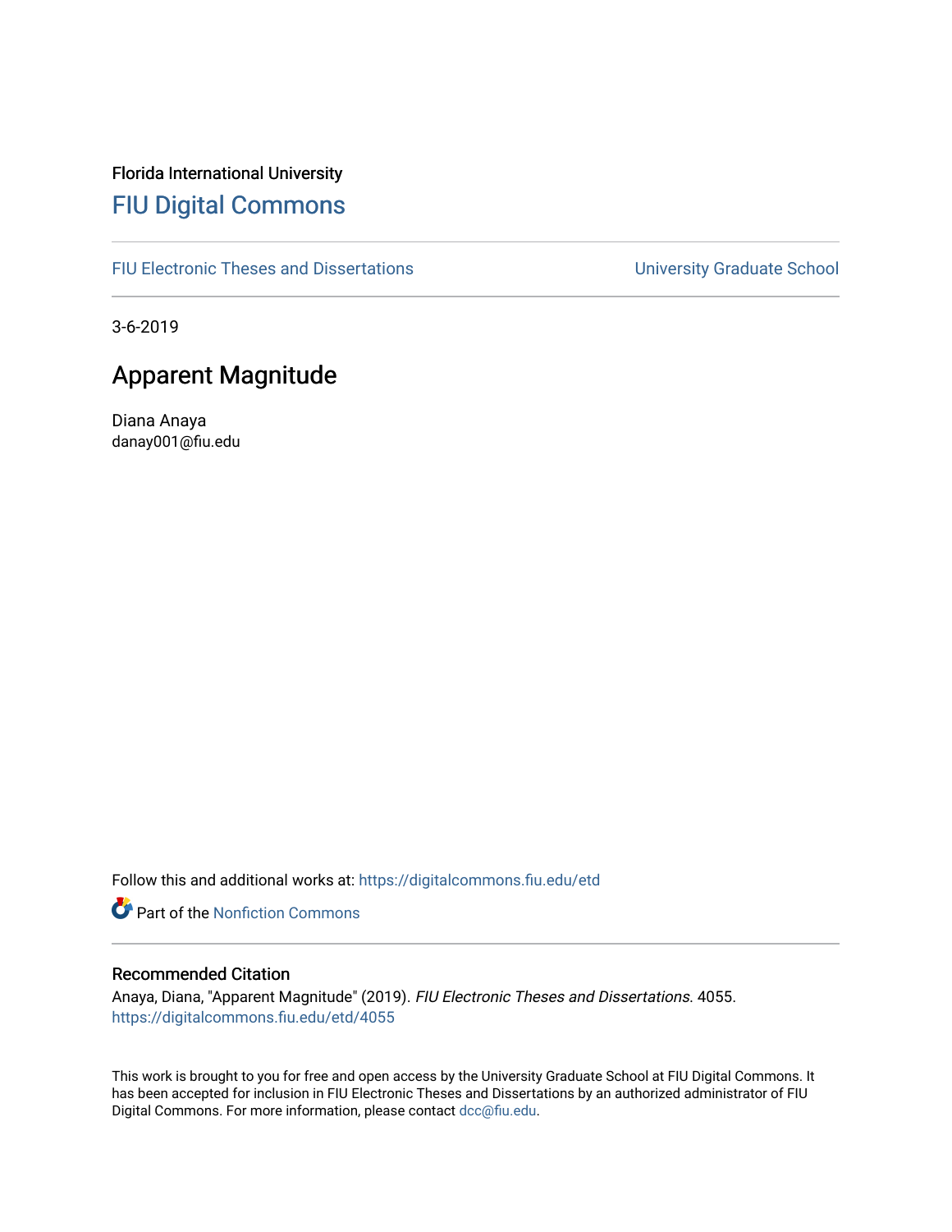Florida International University

# FIU Digital Commons

FIU Electronic Theses and Dissertations | University Graduate School

3-6-2019

## Apparent Magnitude

Diana Anaya
danay001@fiu.edu

Follow this and additional works at: https://digitalcommons.fiu.edu/etd

Part of the Nonfiction Commons

### Recommended Citation

Anaya, Diana, "Apparent Magnitude" (2019). *FIU Electronic Theses and Dissertations*. 4055.
https://digitalcommons.fiu.edu/etd/4055

This work is brought to you for free and open access by the University Graduate School at FIU Digital Commons. It has been accepted for inclusion in FIU Electronic Theses and Dissertations by an authorized administrator of FIU Digital Commons. For more information, please contact dcc@fiu.edu.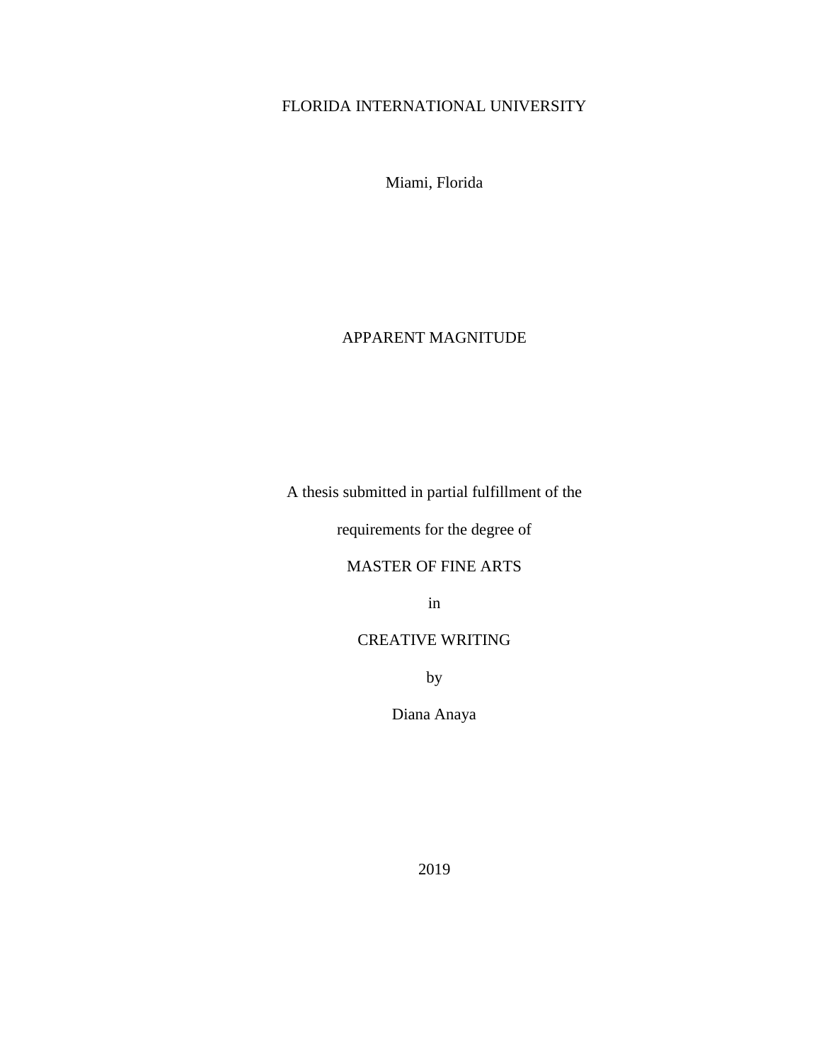FLORIDA INTERNATIONAL UNIVERSITY

Miami, Florida

# APPARENT MAGNITUDE

A thesis submitted in partial fulfillment of the

requirements for the degree of

MASTER OF FINE ARTS

in

CREATIVE WRITING

by

Diana Anaya

2019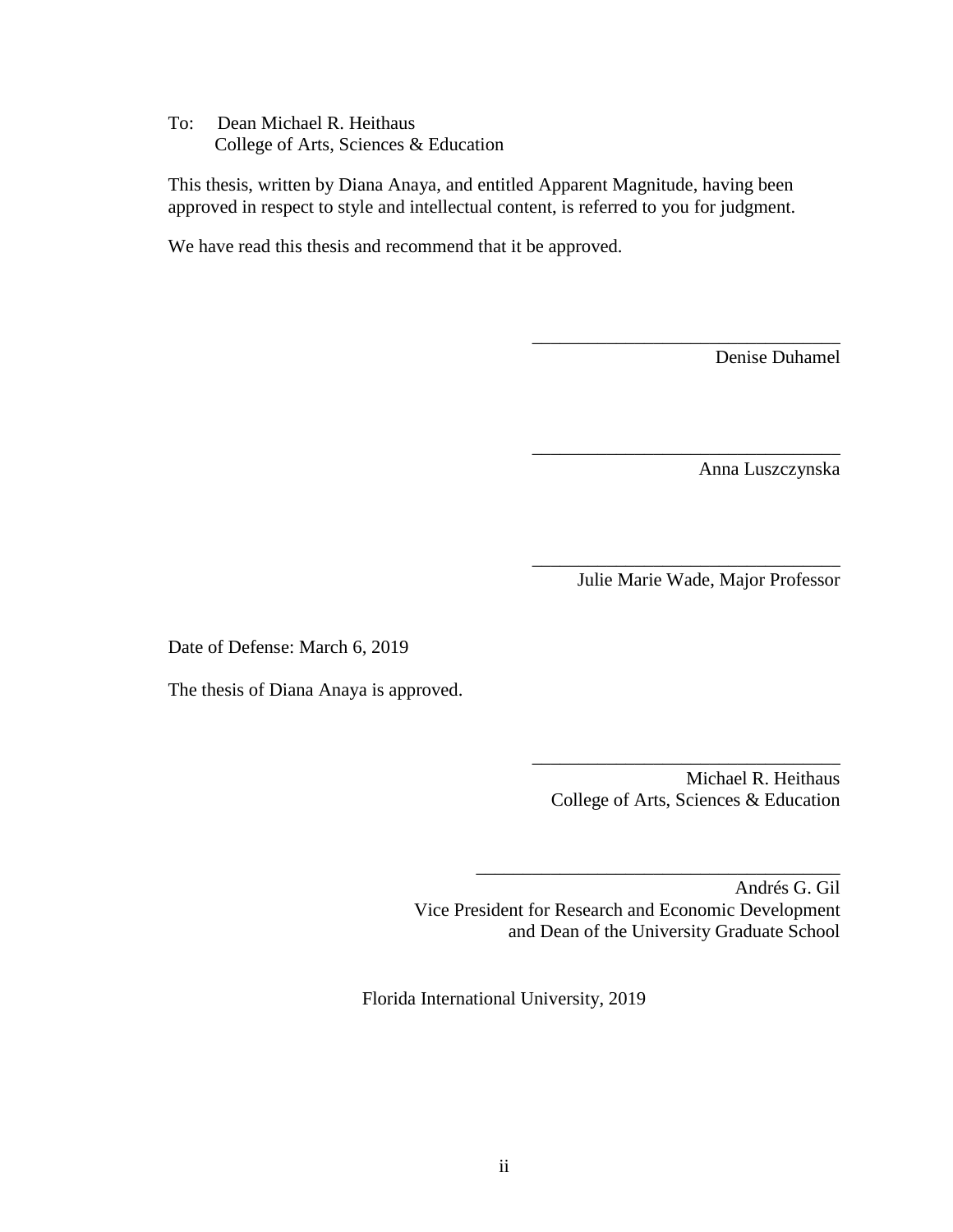To: Dean Michael R. Heithaus
College of Arts, Sciences & Education

This thesis, written by Diana Anaya, and entitled Apparent Magnitude, having been approved in respect to style and intellectual content, is referred to you for judgment.

We have read this thesis and recommend that it be approved.

_________________________________
Denise Duhamel

_________________________________
Anna Luszczynska

_________________________________
Julie Marie Wade, Major Professor

Date of Defense: March 6, 2019

The thesis of Diana Anaya is approved.

_________________________________
Michael R. Heithaus
College of Arts, Sciences & Education

_________________________________
Andrés G. Gil
Vice President for Research and Economic Development
and Dean of the University Graduate School

Florida International University, 2019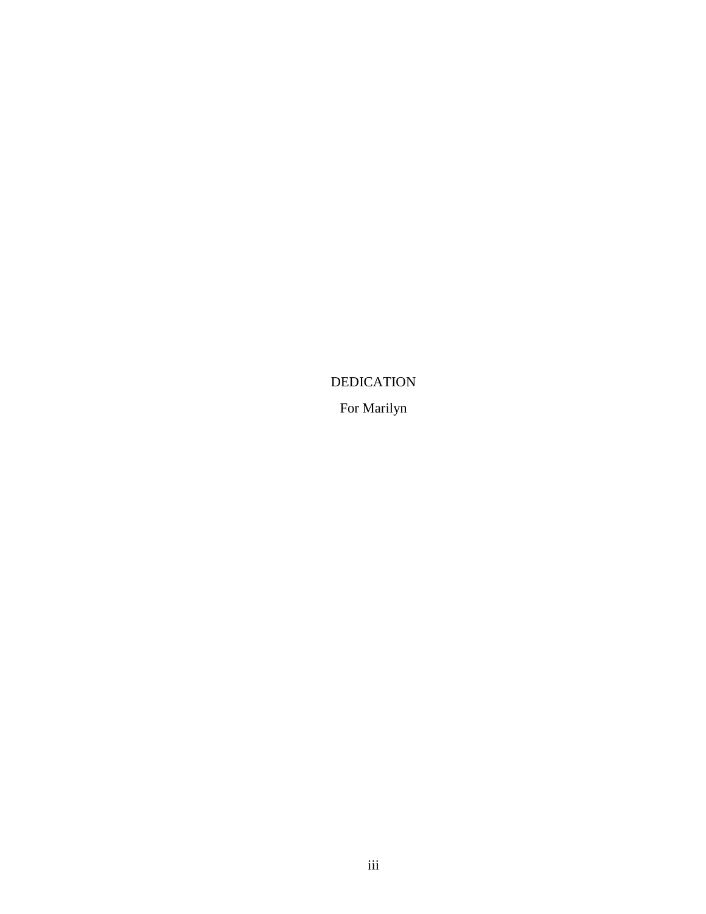# DEDICATION

For Marilyn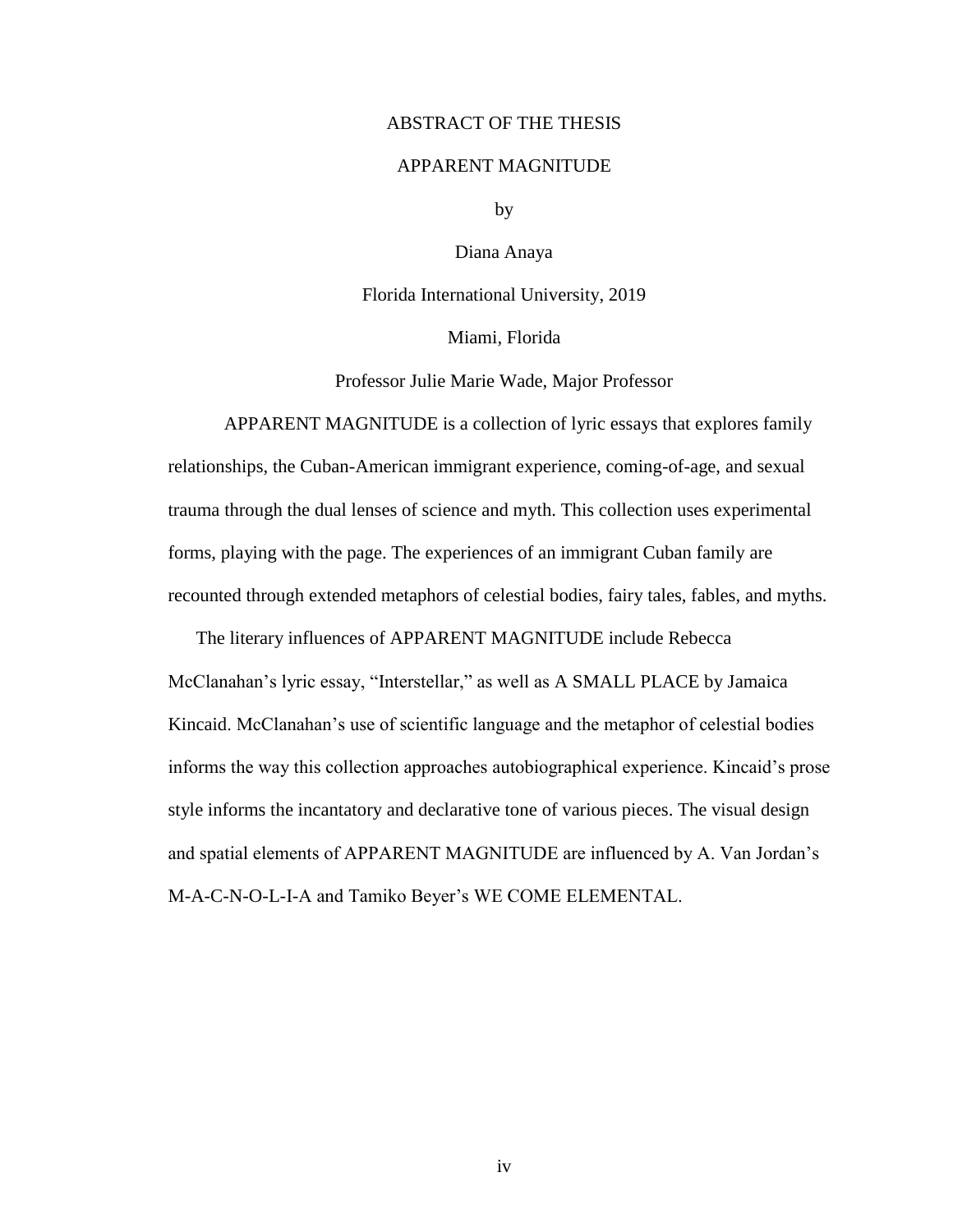# ABSTRACT OF THE THESIS

## APPARENT MAGNITUDE

by

Diana Anaya

Florida International University, 2019

Miami, Florida

Professor Julie Marie Wade, Major Professor

APPARENT MAGNITUDE is a collection of lyric essays that explores family relationships, the Cuban-American immigrant experience, coming-of-age, and sexual trauma through the dual lenses of science and myth. This collection uses experimental forms, playing with the page. The experiences of an immigrant Cuban family are recounted through extended metaphors of celestial bodies, fairy tales, fables, and myths.

The literary influences of APPARENT MAGNITUDE include Rebecca McClanahan's lyric essay, "Interstellar," as well as A SMALL PLACE by Jamaica Kincaid. McClanahan's use of scientific language and the metaphor of celestial bodies informs the way this collection approaches autobiographical experience. Kincaid's prose style informs the incantatory and declarative tone of various pieces. The visual design and spatial elements of APPARENT MAGNITUDE are influenced by A. Van Jordan's M-A-C-N-O-L-I-A and Tamiko Beyer's WE COME ELEMENTAL.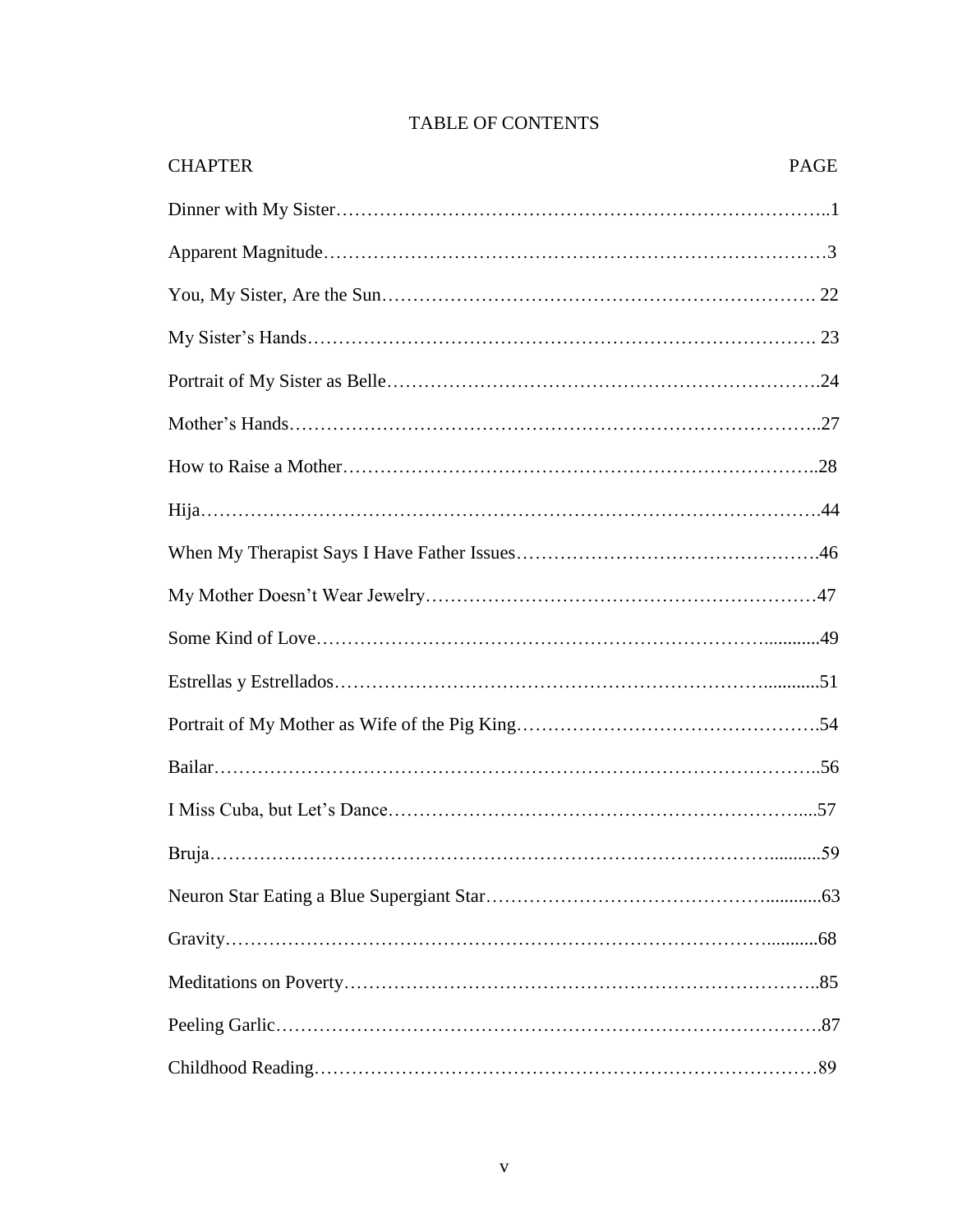# TABLE OF CONTENTS

| CHAPTER | PAGE |
|---|---|
| Dinner with My Sister | 1 |
| Apparent Magnitude | 3 |
| You, My Sister, Are the Sun | 22 |
| My Sister's Hands | 23 |
| Portrait of My Sister as Belle | 24 |
| Mother's Hands | 27 |
| How to Raise a Mother | 28 |
| Hija | 44 |
| When My Therapist Says I Have Father Issues | 46 |
| My Mother Doesn't Wear Jewelry | 47 |
| Some Kind of Love | 49 |
| Estrellas y Estrellados | 51 |
| Portrait of My Mother as Wife of the Pig King | 54 |
| Bailar | 56 |
| I Miss Cuba, but Let's Dance | 57 |
| Bruja | 59 |
| Neuron Star Eating a Blue Supergiant Star | 63 |
| Gravity | 68 |
| Meditations on Poverty | 85 |
| Peeling Garlic | 87 |
| Childhood Reading | 89 |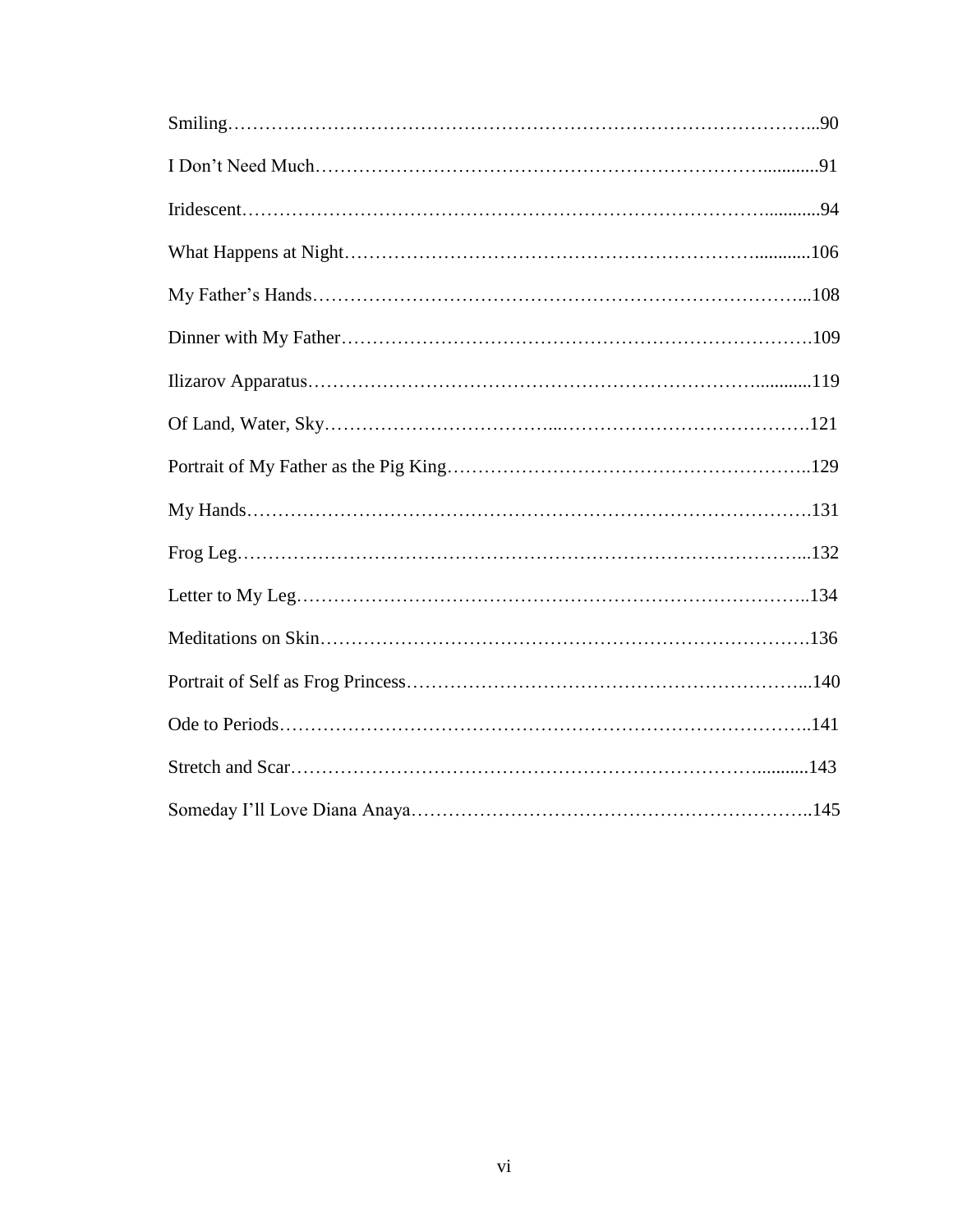Smiling……………………………………………………………………………………...90

I Don't Need Much…………………………………………………………………............91

Iridescent……………………………………………………………………………............94

What Happens at Night……………………………………………………………............106

My Father's Hands………………………………………………………………………...108

Dinner with My Father…………………………………………………………………….109

Ilizarov Apparatus………………………………………………………………….............119

Of Land, Water, Sky………………………………...………………………………….121

Portrait of My Father as the Pig King………………………………………………..129

My Hands……………………………………………………………………………….131

Frog Leg………………………………………………………………………………...132

Letter to My Leg………………………………………………………………………..134

Meditations on Skin…………………………………………………………………….136

Portrait of Self as Frog Princess………………………………………………………...140

Ode to Periods…………………………………………………………………………..141

Stretch and Scar…………………………………………………………………...........143

Someday I'll Love Diana Anaya………………………………………………………..145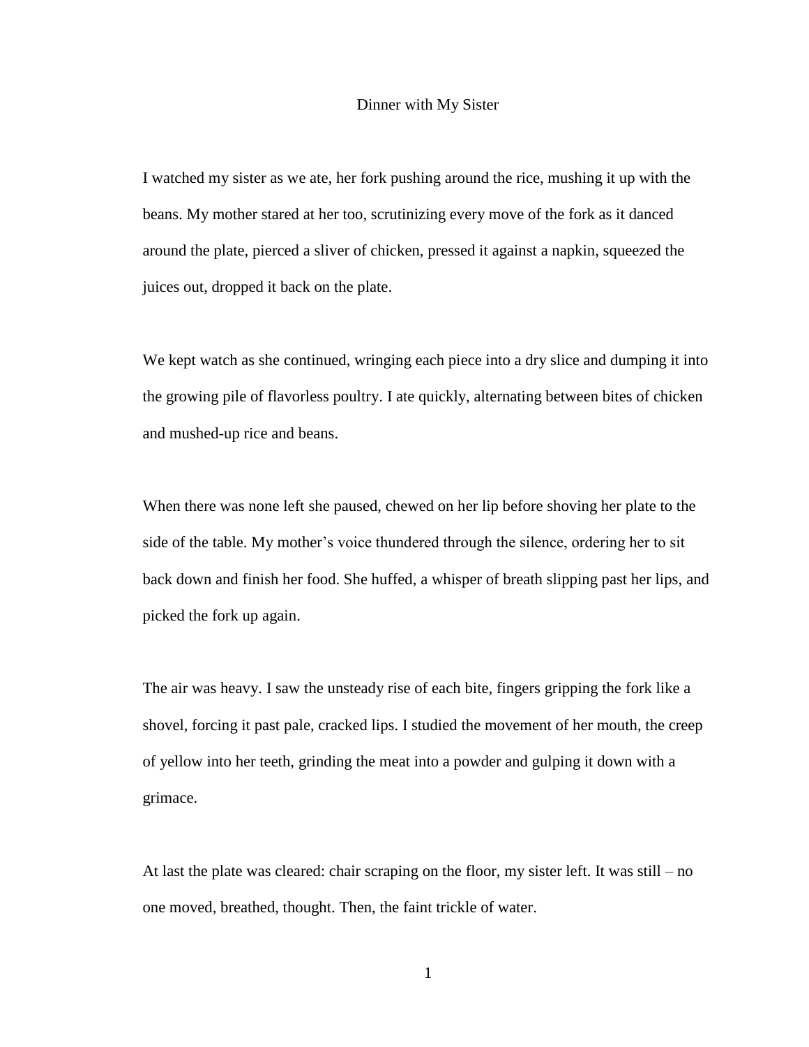# Dinner with My Sister

I watched my sister as we ate, her fork pushing around the rice, mushing it up with the beans. My mother stared at her too, scrutinizing every move of the fork as it danced around the plate, pierced a sliver of chicken, pressed it against a napkin, squeezed the juices out, dropped it back on the plate.

We kept watch as she continued, wringing each piece into a dry slice and dumping it into the growing pile of flavorless poultry. I ate quickly, alternating between bites of chicken and mushed-up rice and beans.

When there was none left she paused, chewed on her lip before shoving her plate to the side of the table. My mother's voice thundered through the silence, ordering her to sit back down and finish her food. She huffed, a whisper of breath slipping past her lips, and picked the fork up again.

The air was heavy. I saw the unsteady rise of each bite, fingers gripping the fork like a shovel, forcing it past pale, cracked lips. I studied the movement of her mouth, the creep of yellow into her teeth, grinding the meat into a powder and gulping it down with a grimace.

At last the plate was cleared: chair scraping on the floor, my sister left. It was still – no one moved, breathed, thought. Then, the faint trickle of water.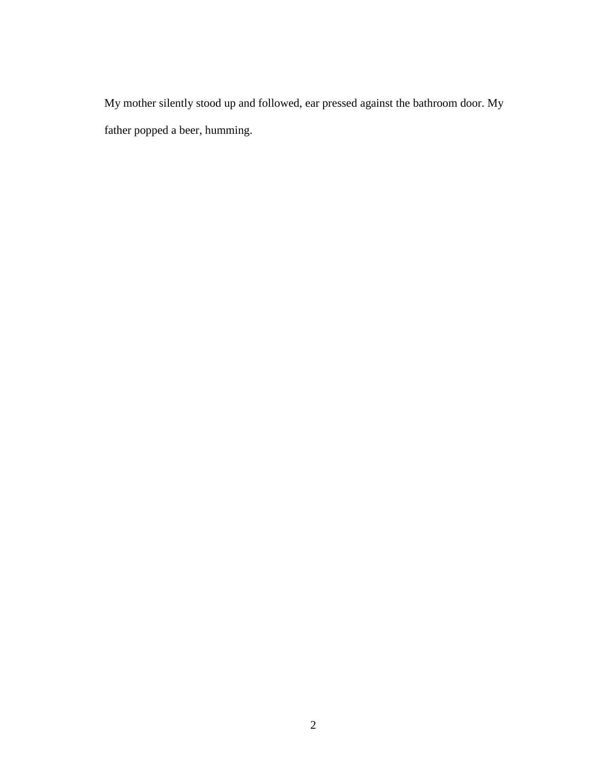My mother silently stood up and followed, ear pressed against the bathroom door. My father popped a beer, humming.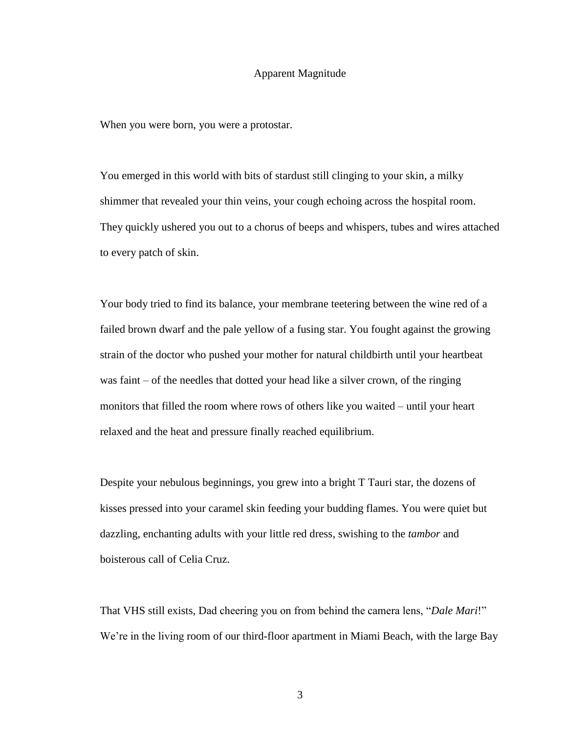# Apparent Magnitude

When you were born, you were a protostar.

You emerged in this world with bits of stardust still clinging to your skin, a milky shimmer that revealed your thin veins, your cough echoing across the hospital room. They quickly ushered you out to a chorus of beeps and whispers, tubes and wires attached to every patch of skin.

Your body tried to find its balance, your membrane teetering between the wine red of a failed brown dwarf and the pale yellow of a fusing star. You fought against the growing strain of the doctor who pushed your mother for natural childbirth until your heartbeat was faint – of the needles that dotted your head like a silver crown, of the ringing monitors that filled the room where rows of others like you waited – until your heart relaxed and the heat and pressure finally reached equilibrium.

Despite your nebulous beginnings, you grew into a bright T Tauri star, the dozens of kisses pressed into your caramel skin feeding your budding flames. You were quiet but dazzling, enchanting adults with your little red dress, swishing to the *tambor* and boisterous call of Celia Cruz.

That VHS still exists, Dad cheering you on from behind the camera lens, "*Dale Mari*!" We're in the living room of our third-floor apartment in Miami Beach, with the large Bay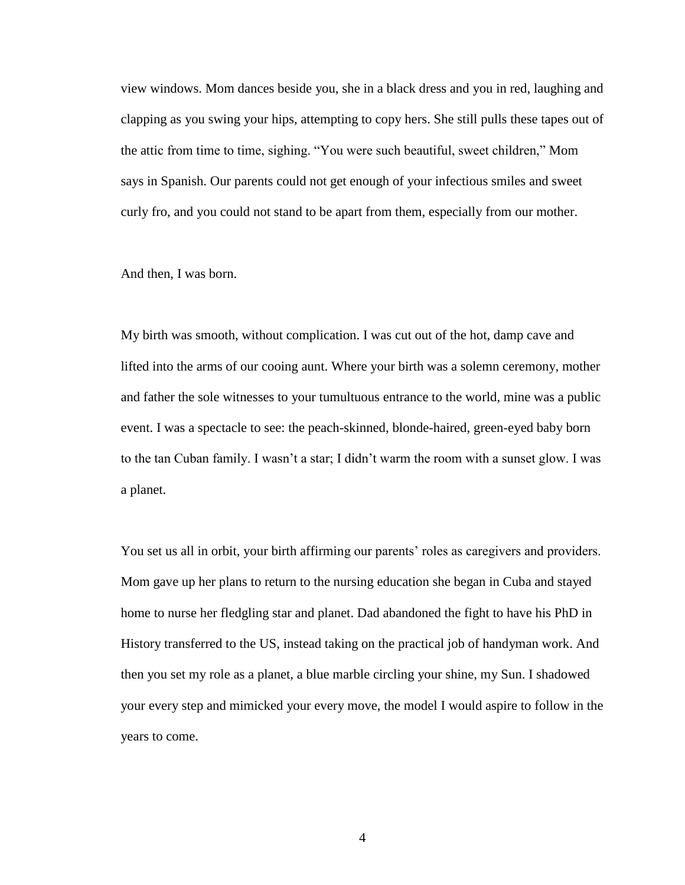view windows. Mom dances beside you, she in a black dress and you in red, laughing and clapping as you swing your hips, attempting to copy hers. She still pulls these tapes out of the attic from time to time, sighing. “You were such beautiful, sweet children,” Mom says in Spanish. Our parents could not get enough of your infectious smiles and sweet curly fro, and you could not stand to be apart from them, especially from our mother.

And then, I was born.

My birth was smooth, without complication. I was cut out of the hot, damp cave and lifted into the arms of our cooing aunt. Where your birth was a solemn ceremony, mother and father the sole witnesses to your tumultuous entrance to the world, mine was a public event. I was a spectacle to see: the peach-skinned, blonde-haired, green-eyed baby born to the tan Cuban family. I wasn’t a star; I didn’t warm the room with a sunset glow. I was a planet.

You set us all in orbit, your birth affirming our parents’ roles as caregivers and providers. Mom gave up her plans to return to the nursing education she began in Cuba and stayed home to nurse her fledgling star and planet. Dad abandoned the fight to have his PhD in History transferred to the US, instead taking on the practical job of handyman work. And then you set my role as a planet, a blue marble circling your shine, my Sun. I shadowed your every step and mimicked your every move, the model I would aspire to follow in the years to come.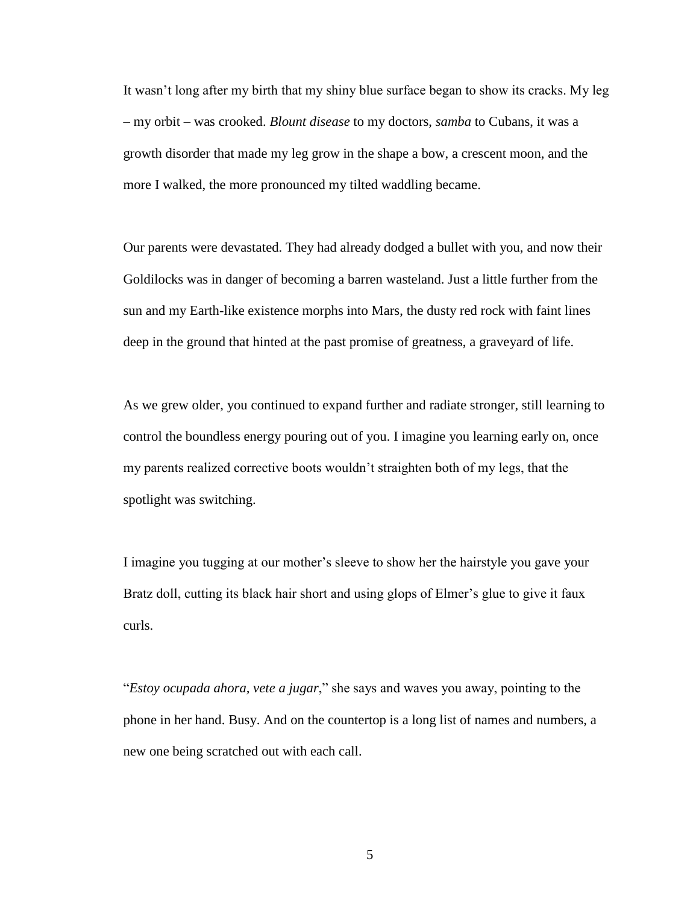It wasn't long after my birth that my shiny blue surface began to show its cracks. My leg – my orbit – was crooked. *Blount disease* to my doctors, *samba* to Cubans, it was a growth disorder that made my leg grow in the shape a bow, a crescent moon, and the more I walked, the more pronounced my tilted waddling became.

Our parents were devastated. They had already dodged a bullet with you, and now their Goldilocks was in danger of becoming a barren wasteland. Just a little further from the sun and my Earth-like existence morphs into Mars, the dusty red rock with faint lines deep in the ground that hinted at the past promise of greatness, a graveyard of life.

As we grew older, you continued to expand further and radiate stronger, still learning to control the boundless energy pouring out of you. I imagine you learning early on, once my parents realized corrective boots wouldn't straighten both of my legs, that the spotlight was switching.

I imagine you tugging at our mother's sleeve to show her the hairstyle you gave your Bratz doll, cutting its black hair short and using glops of Elmer's glue to give it faux curls.

"*Estoy ocupada ahora, vete a jugar*," she says and waves you away, pointing to the phone in her hand. Busy. And on the countertop is a long list of names and numbers, a new one being scratched out with each call.